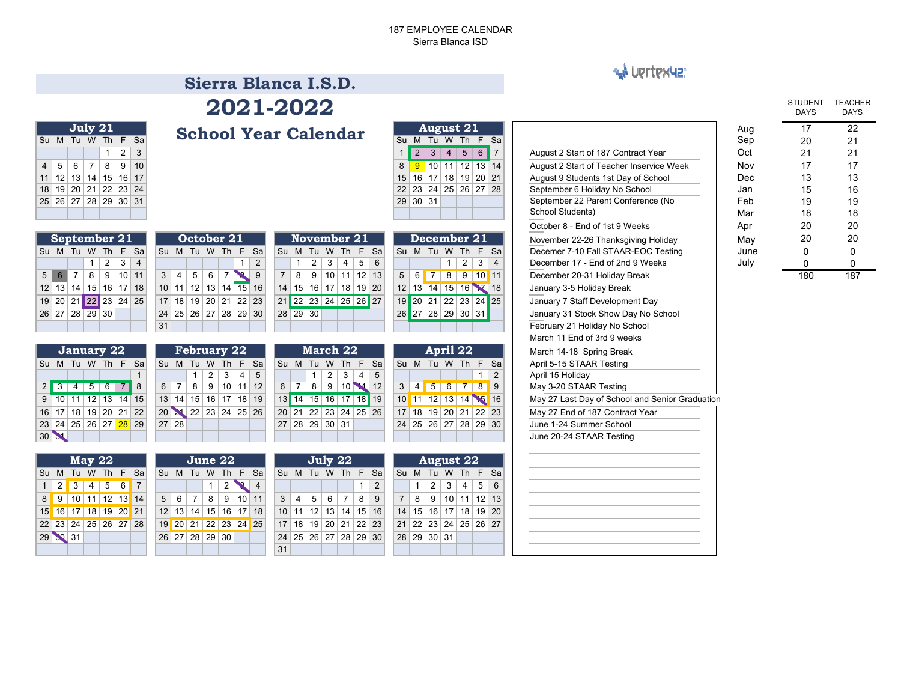187 EMPLOYEE CALENDAR
Sierra Blanca ISD

# Sierra Blanca I.S.D.

# 2021-2022

## School Year Calendar

### July 21

| Su | M | Tu | W | Th | F | Sa |
|---|---|---|---|---|---|---|
| | | | | 1 | 2 | 3 |
| 4 | 5 | 6 | 7 | 8 | 9 | 10 |
| 11 | 12 | 13 | 14 | 15 | 16 | 17 |
| 18 | 19 | 20 | 21 | 22 | 23 | 24 |
| 25 | 26 | 27 | 28 | 29 | 30 | 31 |

### August 21

| Su | M | Tu | W | Th | F | Sa |
|---|---|---|---|---|---|---|
| 1 | 2 | 3 | 4 | 5 | 6 | 7 |
| 8 | 9 | 10 | 11 | 12 | 13 | 14 |
| 15 | 16 | 17 | 18 | 19 | 20 | 21 |
| 22 | 23 | 24 | 25 | 26 | 27 | 28 |
| 29 | 30 | 31 | | | | |

### September 21

| Su | M | Tu | W | Th | F | Sa |
|---|---|---|---|---|---|---|
| | | | 1 | 2 | 3 | 4 |
| 5 | 6 | 7 | 8 | 9 | 10 | 11 |
| 12 | 13 | 14 | 15 | 16 | 17 | 18 |
| 19 | 20 | 21 | 22 | 23 | 24 | 25 |
| 26 | 27 | 28 | 29 | 30 | | |

### October 21

| Su | M | Tu | W | Th | F | Sa |
|---|---|---|---|---|---|---|
| | | | | | 1 | 2 |
| 3 | 4 | 5 | 6 | 7 | 8 | 9 |
| 10 | 11 | 12 | 13 | 14 | 15 | 16 |
| 17 | 18 | 19 | 20 | 21 | 22 | 23 |
| 24 | 25 | 26 | 27 | 28 | 29 | 30 |
| 31 | | | | | | |

### November 21

| Su | M | Tu | W | Th | F | Sa |
|---|---|---|---|---|---|---|
| | 1 | 2 | 3 | 4 | 5 | 6 |
| 7 | 8 | 9 | 10 | 11 | 12 | 13 |
| 14 | 15 | 16 | 17 | 18 | 19 | 20 |
| 21 | 22 | 23 | 24 | 25 | 26 | 27 |
| 28 | 29 | 30 | | | | |

### December 21

| Su | M | Tu | W | Th | F | Sa |
|---|---|---|---|---|---|---|
| | | | 1 | 2 | 3 | 4 |
| 5 | 6 | 7 | 8 | 9 | 10 | 11 |
| 12 | 13 | 14 | 15 | 16 | 17 | 18 |
| 19 | 20 | 21 | 22 | 23 | 24 | 25 |
| 26 | 27 | 28 | 29 | 30 | 31 | |

### January 22

| Su | M | Tu | W | Th | F | Sa |
|---|---|---|---|---|---|---|
| | | | | | | 1 |
| 2 | 3 | 4 | 5 | 6 | 7 | 8 |
| 9 | 10 | 11 | 12 | 13 | 14 | 15 |
| 16 | 17 | 18 | 19 | 20 | 21 | 22 |
| 23 | 24 | 25 | 26 | 27 | 28 | 29 |
| 30 | 31 | | | | | |

### February 22

| Su | M | Tu | W | Th | F | Sa |
|---|---|---|---|---|---|---|
| | | 1 | 2 | 3 | 4 | 5 |
| 6 | 7 | 8 | 9 | 10 | 11 | 12 |
| 13 | 14 | 15 | 16 | 17 | 18 | 19 |
| 20 | 21 | 22 | 23 | 24 | 25 | 26 |
| 27 | 28 | | | | | |

### March 22

| Su | M | Tu | W | Th | F | Sa |
|---|---|---|---|---|---|---|
| | | 1 | 2 | 3 | 4 | 5 |
| 6 | 7 | 8 | 9 | 10 | 11 | 12 |
| 13 | 14 | 15 | 16 | 17 | 18 | 19 |
| 20 | 21 | 22 | 23 | 24 | 25 | 26 |
| 27 | 28 | 29 | 30 | 31 | | |

### April 22

| Su | M | Tu | W | Th | F | Sa |
|---|---|---|---|---|---|---|
| | | | | | 1 | 2 |
| 3 | 4 | 5 | 6 | 7 | 8 | 9 |
| 10 | 11 | 12 | 13 | 14 | 15 | 16 |
| 17 | 18 | 19 | 20 | 21 | 22 | 23 |
| 24 | 25 | 26 | 27 | 28 | 29 | 30 |

### May 22

| Su | M | Tu | W | Th | F | Sa |
|---|---|---|---|---|---|---|
| 1 | 2 | 3 | 4 | 5 | 6 | 7 |
| 8 | 9 | 10 | 11 | 12 | 13 | 14 |
| 15 | 16 | 17 | 18 | 19 | 20 | 21 |
| 22 | 23 | 24 | 25 | 26 | 27 | 28 |
| 29 | 30 | 31 | | | | |

### June 22

| Su | M | Tu | W | Th | F | Sa |
|---|---|---|---|---|---|---|
| | | | 1 | 2 | 3 | 4 |
| 5 | 6 | 7 | 8 | 9 | 10 | 11 |
| 12 | 13 | 14 | 15 | 16 | 17 | 18 |
| 19 | 20 | 21 | 22 | 23 | 24 | 25 |
| 26 | 27 | 28 | 29 | 30 | | |

### July 22

| Su | M | Tu | W | Th | F | Sa |
|---|---|---|---|---|---|---|
| | | | | | 1 | 2 |
| 3 | 4 | 5 | 6 | 7 | 8 | 9 |
| 10 | 11 | 12 | 13 | 14 | 15 | 16 |
| 17 | 18 | 19 | 20 | 21 | 22 | 23 |
| 24 | 25 | 26 | 27 | 28 | 29 | 30 |
| 31 | | | | | | |

### August 22

| Su | M | Tu | W | Th | F | Sa |
|---|---|---|---|---|---|---|
| | 1 | 2 | 3 | 4 | 5 | 6 |
| 7 | 8 | 9 | 10 | 11 | 12 | 13 |
| 14 | 15 | 16 | 17 | 18 | 19 | 20 |
| 21 | 22 | 23 | 24 | 25 | 26 | 27 |
| 28 | 29 | 30 | 31 | | | |

### Important Dates

- August 2 Start of 187 Contract Year
- August 2 Start of Teacher Inservice Week
- August 9 Students 1st Day of School
- September 6 Holiday No School
- September 22 Parent Conference (No School Students)
- October 8 - End of 1st 9 Weeks
- November 22-26 Thanksgiving Holiday
- December 7-10 Fall STAAR-EOC Testing
- December 17 - End of 2nd 9 Weeks
- December 20-31 Holiday Break
- January 3-5 Holiday Break
- January 7 Staff Development Day
- January 31 Stock Show Day No School
- February 21 Holiday No School
- March 11 End of 3rd 9 weeks
- March 14-18 Spring Break
- April 5-15 STAAR Testing
- April 15 Holiday
- May 3-20 STAAR Testing
- May 27 Last Day of School and Senior Graduation
- May 27 End of 187 Contract Year
- June 1-24 Summer School
- June 20-24 STAAR Testing

| | STUDENT DAYS | TEACHER DAYS |
|---|---|---|
| Aug | 17 | 22 |
| Sep | 20 | 21 |
| Oct | 21 | 21 |
| Nov | 17 | 17 |
| Dec | 13 | 13 |
| Jan | 15 | 16 |
| Feb | 19 | 19 |
| Mar | 18 | 18 |
| Apr | 20 | 20 |
| May | 20 | 20 |
| June | 0 | 0 |
| July | 0 | 0 |
| | 180 | 187 |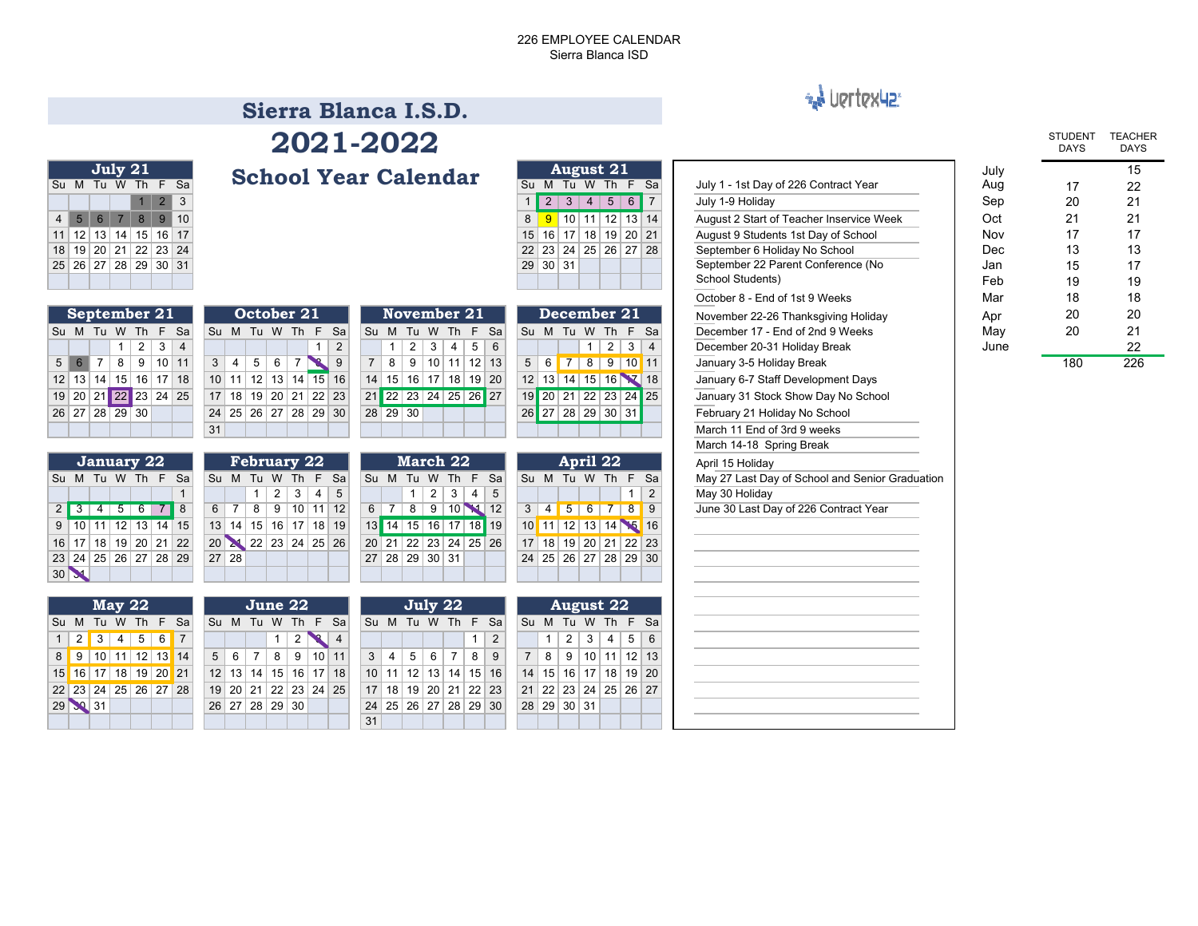226 EMPLOYEE CALENDAR
Sierra Blanca ISD

# Sierra Blanca I.S.D.

# 2021-2022

## School Year Calendar

### July 21

| Su | M | Tu | W | Th | F | Sa |
|---|---|---|---|---|---|---|
| | | | | 1 | 2 | 3 |
| 4 | 5 | 6 | 7 | 8 | 9 | 10 |
| 11 | 12 | 13 | 14 | 15 | 16 | 17 |
| 18 | 19 | 20 | 21 | 22 | 23 | 24 |
| 25 | 26 | 27 | 28 | 29 | 30 | 31 |

### August 21

| Su | M | Tu | W | Th | F | Sa |
|---|---|---|---|---|---|---|
| 1 | 2 | 3 | 4 | 5 | 6 | 7 |
| 8 | 9 | 10 | 11 | 12 | 13 | 14 |
| 15 | 16 | 17 | 18 | 19 | 20 | 21 |
| 22 | 23 | 24 | 25 | 26 | 27 | 28 |
| 29 | 30 | 31 | | | | |

### September 21

| Su | M | Tu | W | Th | F | Sa |
|---|---|---|---|---|---|---|
| | | | 1 | 2 | 3 | 4 |
| 5 | 6 | 7 | 8 | 9 | 10 | 11 |
| 12 | 13 | 14 | 15 | 16 | 17 | 18 |
| 19 | 20 | 21 | 22 | 23 | 24 | 25 |
| 26 | 27 | 28 | 29 | 30 | | |

### October 21

| Su | M | Tu | W | Th | F | Sa |
|---|---|---|---|---|---|---|
| | | | | | 1 | 2 |
| 3 | 4 | 5 | 6 | 7 | 8 | 9 |
| 10 | 11 | 12 | 13 | 14 | 15 | 16 |
| 17 | 18 | 19 | 20 | 21 | 22 | 23 |
| 24 | 25 | 26 | 27 | 28 | 29 | 30 |
| 31 | | | | | | |

### November 21

| Su | M | Tu | W | Th | F | Sa |
|---|---|---|---|---|---|---|
| | 1 | 2 | 3 | 4 | 5 | 6 |
| 7 | 8 | 9 | 10 | 11 | 12 | 13 |
| 14 | 15 | 16 | 17 | 18 | 19 | 20 |
| 21 | 22 | 23 | 24 | 25 | 26 | 27 |
| 28 | 29 | 30 | | | | |

### December 21

| Su | M | Tu | W | Th | F | Sa |
|---|---|---|---|---|---|---|
| | | | 1 | 2 | 3 | 4 |
| 5 | 6 | 7 | 8 | 9 | 10 | 11 |
| 12 | 13 | 14 | 15 | 16 | 17 | 18 |
| 19 | 20 | 21 | 22 | 23 | 24 | 25 |
| 26 | 27 | 28 | 29 | 30 | 31 | |

### January 22

| Su | M | Tu | W | Th | F | Sa |
|---|---|---|---|---|---|---|
| | | | | | | 1 |
| 2 | 3 | 4 | 5 | 6 | 7 | 8 |
| 9 | 10 | 11 | 12 | 13 | 14 | 15 |
| 16 | 17 | 18 | 19 | 20 | 21 | 22 |
| 23 | 24 | 25 | 26 | 27 | 28 | 29 |
| 30 | 31 | | | | | |

### February 22

| Su | M | Tu | W | Th | F | Sa |
|---|---|---|---|---|---|---|
| | | 1 | 2 | 3 | 4 | 5 |
| 6 | 7 | 8 | 9 | 10 | 11 | 12 |
| 13 | 14 | 15 | 16 | 17 | 18 | 19 |
| 20 | 21 | 22 | 23 | 24 | 25 | 26 |
| 27 | 28 | | | | | |

### March 22

| Su | M | Tu | W | Th | F | Sa |
|---|---|---|---|---|---|---|
| | | 1 | 2 | 3 | 4 | 5 |
| 6 | 7 | 8 | 9 | 10 | 11 | 12 |
| 13 | 14 | 15 | 16 | 17 | 18 | 19 |
| 20 | 21 | 22 | 23 | 24 | 25 | 26 |
| 27 | 28 | 29 | 30 | 31 | | |

### April 22

| Su | M | Tu | W | Th | F | Sa |
|---|---|---|---|---|---|---|
| | | | | | 1 | 2 |
| 3 | 4 | 5 | 6 | 7 | 8 | 9 |
| 10 | 11 | 12 | 13 | 14 | 15 | 16 |
| 17 | 18 | 19 | 20 | 21 | 22 | 23 |
| 24 | 25 | 26 | 27 | 28 | 29 | 30 |

### May 22

| Su | M | Tu | W | Th | F | Sa |
|---|---|---|---|---|---|---|
| 1 | 2 | 3 | 4 | 5 | 6 | 7 |
| 8 | 9 | 10 | 11 | 12 | 13 | 14 |
| 15 | 16 | 17 | 18 | 19 | 20 | 21 |
| 22 | 23 | 24 | 25 | 26 | 27 | 28 |
| 29 | 30 | 31 | | | | |

### June 22

| Su | M | Tu | W | Th | F | Sa |
|---|---|---|---|---|---|---|
| | | | 1 | 2 | 3 | 4 |
| 5 | 6 | 7 | 8 | 9 | 10 | 11 |
| 12 | 13 | 14 | 15 | 16 | 17 | 18 |
| 19 | 20 | 21 | 22 | 23 | 24 | 25 |
| 26 | 27 | 28 | 29 | 30 | | |

### July 22

| Su | M | Tu | W | Th | F | Sa |
|---|---|---|---|---|---|---|
| | | | | | 1 | 2 |
| 3 | 4 | 5 | 6 | 7 | 8 | 9 |
| 10 | 11 | 12 | 13 | 14 | 15 | 16 |
| 17 | 18 | 19 | 20 | 21 | 22 | 23 |
| 24 | 25 | 26 | 27 | 28 | 29 | 30 |
| 31 | | | | | | |

### August 22

| Su | M | Tu | W | Th | F | Sa |
|---|---|---|---|---|---|---|
| | 1 | 2 | 3 | 4 | 5 | 6 |
| 7 | 8 | 9 | 10 | 11 | 12 | 13 |
| 14 | 15 | 16 | 17 | 18 | 19 | 20 |
| 21 | 22 | 23 | 24 | 25 | 26 | 27 |
| 28 | 29 | 30 | 31 | | | |

July 1 - 1st Day of 226 Contract Year
July 1-9 Holiday
August 2 Start of Teacher Inservice Week
August 9 Students 1st Day of School
September 6 Holiday No School
September 22 Parent Conference (No School Students)
October 8 - End of 1st 9 Weeks
November 22-26 Thanksgiving Holiday
December 17 - End of 2nd 9 Weeks
December 20-31 Holiday Break
January 3-5 Holiday Break
January 6-7 Staff Development Days
January 31 Stock Show Day No School
February 21 Holiday No School
March 11 End of 3rd 9 weeks
March 14-18 Spring Break
April 15 Holiday
May 27 Last Day of School and Senior Graduation
May 30 Holiday
June 30 Last Day of 226 Contract Year

| | STUDENT DAYS | TEACHER DAYS |
|---|---|---|
| July | | 15 |
| Aug | 17 | 22 |
| Sep | 20 | 21 |
| Oct | 21 | 21 |
| Nov | 17 | 17 |
| Dec | 13 | 13 |
| Jan | 15 | 17 |
| Feb | 19 | 19 |
| Mar | 18 | 18 |
| Apr | 20 | 20 |
| May | 20 | 21 |
| June | | 22 |
| | 180 | 226 |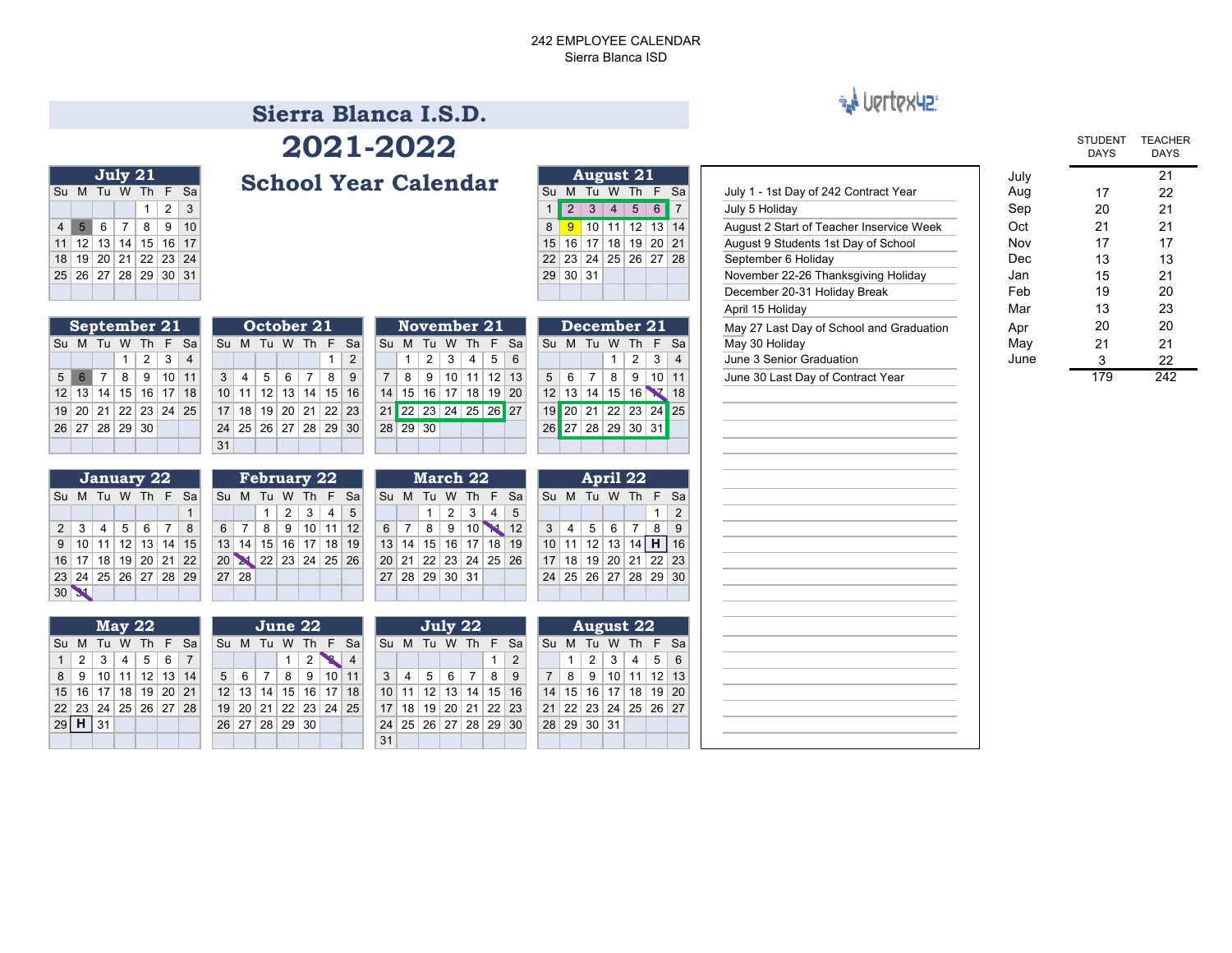242 EMPLOYEE CALENDAR
Sierra Blanca ISD

# Sierra Blanca I.S.D.

# 2021-2022

## School Year Calendar

### July 21

| Su | M | Tu | W | Th | F | Sa |
|---|---|---|---|---|---|---|
| | | | | 1 | 2 | 3 |
| 4 | 5 | 6 | 7 | 8 | 9 | 10 |
| 11 | 12 | 13 | 14 | 15 | 16 | 17 |
| 18 | 19 | 20 | 21 | 22 | 23 | 24 |
| 25 | 26 | 27 | 28 | 29 | 30 | 31 |

### August 21

| Su | M | Tu | W | Th | F | Sa |
|---|---|---|---|---|---|---|
| 1 | 2 | 3 | 4 | 5 | 6 | 7 |
| 8 | 9 | 10 | 11 | 12 | 13 | 14 |
| 15 | 16 | 17 | 18 | 19 | 20 | 21 |
| 22 | 23 | 24 | 25 | 26 | 27 | 28 |
| 29 | 30 | 31 | | | | |

### September 21

| Su | M | Tu | W | Th | F | Sa |
|---|---|---|---|---|---|---|
| | | | 1 | 2 | 3 | 4 |
| 5 | 6 | 7 | 8 | 9 | 10 | 11 |
| 12 | 13 | 14 | 15 | 16 | 17 | 18 |
| 19 | 20 | 21 | 22 | 23 | 24 | 25 |
| 26 | 27 | 28 | 29 | 30 | | |

### October 21

| Su | M | Tu | W | Th | F | Sa |
|---|---|---|---|---|---|---|
| | | | | | 1 | 2 |
| 3 | 4 | 5 | 6 | 7 | 8 | 9 |
| 10 | 11 | 12 | 13 | 14 | 15 | 16 |
| 17 | 18 | 19 | 20 | 21 | 22 | 23 |
| 24 | 25 | 26 | 27 | 28 | 29 | 30 |
| 31 | | | | | | |

### November 21

| Su | M | Tu | W | Th | F | Sa |
|---|---|---|---|---|---|---|
| | 1 | 2 | 3 | 4 | 5 | 6 |
| 7 | 8 | 9 | 10 | 11 | 12 | 13 |
| 14 | 15 | 16 | 17 | 18 | 19 | 20 |
| 21 | 22 | 23 | 24 | 25 | 26 | 27 |
| 28 | 29 | 30 | | | | |

### December 21

| Su | M | Tu | W | Th | F | Sa |
|---|---|---|---|---|---|---|
| | | | 1 | 2 | 3 | 4 |
| 5 | 6 | 7 | 8 | 9 | 10 | 11 |
| 12 | 13 | 14 | 15 | 16 | 17 | 18 |
| 19 | 20 | 21 | 22 | 23 | 24 | 25 |
| 26 | 27 | 28 | 29 | 30 | 31 | |

### January 22

| Su | M | Tu | W | Th | F | Sa |
|---|---|---|---|---|---|---|
| | | | | | | 1 |
| 2 | 3 | 4 | 5 | 6 | 7 | 8 |
| 9 | 10 | 11 | 12 | 13 | 14 | 15 |
| 16 | 17 | 18 | 19 | 20 | 21 | 22 |
| 23 | 24 | 25 | 26 | 27 | 28 | 29 |
| 30 | 31 | | | | | |

### February 22

| Su | M | Tu | W | Th | F | Sa |
|---|---|---|---|---|---|---|
| | | 1 | 2 | 3 | 4 | 5 |
| 6 | 7 | 8 | 9 | 10 | 11 | 12 |
| 13 | 14 | 15 | 16 | 17 | 18 | 19 |
| 20 | 21 | 22 | 23 | 24 | 25 | 26 |
| 27 | 28 | | | | | |

### March 22

| Su | M | Tu | W | Th | F | Sa |
|---|---|---|---|---|---|---|
| | | 1 | 2 | 3 | 4 | 5 |
| 6 | 7 | 8 | 9 | 10 | 11 | 12 |
| 13 | 14 | 15 | 16 | 17 | 18 | 19 |
| 20 | 21 | 22 | 23 | 24 | 25 | 26 |
| 27 | 28 | 29 | 30 | 31 | | |

### April 22

| Su | M | Tu | W | Th | F | Sa |
|---|---|---|---|---|---|---|
| | | | | | 1 | 2 |
| 3 | 4 | 5 | 6 | 7 | 8 | 9 |
| 10 | 11 | 12 | 13 | 14 | H | 16 |
| 17 | 18 | 19 | 20 | 21 | 22 | 23 |
| 24 | 25 | 26 | 27 | 28 | 29 | 30 |

### May 22

| Su | M | Tu | W | Th | F | Sa |
|---|---|---|---|---|---|---|
| 1 | 2 | 3 | 4 | 5 | 6 | 7 |
| 8 | 9 | 10 | 11 | 12 | 13 | 14 |
| 15 | 16 | 17 | 18 | 19 | 20 | 21 |
| 22 | 23 | 24 | 25 | 26 | 27 | 28 |
| 29 | H | 31 | | | | |

### June 22

| Su | M | Tu | W | Th | F | Sa |
|---|---|---|---|---|---|---|
| | | | 1 | 2 | 3 | 4 |
| 5 | 6 | 7 | 8 | 9 | 10 | 11 |
| 12 | 13 | 14 | 15 | 16 | 17 | 18 |
| 19 | 20 | 21 | 22 | 23 | 24 | 25 |
| 26 | 27 | 28 | 29 | 30 | | |

### July 22

| Su | M | Tu | W | Th | F | Sa |
|---|---|---|---|---|---|---|
| | | | | | 1 | 2 |
| 3 | 4 | 5 | 6 | 7 | 8 | 9 |
| 10 | 11 | 12 | 13 | 14 | 15 | 16 |
| 17 | 18 | 19 | 20 | 21 | 22 | 23 |
| 24 | 25 | 26 | 27 | 28 | 29 | 30 |
| 31 | | | | | | |

### August 22

| Su | M | Tu | W | Th | F | Sa |
|---|---|---|---|---|---|---|
| | 1 | 2 | 3 | 4 | 5 | 6 |
| 7 | 8 | 9 | 10 | 11 | 12 | 13 |
| 14 | 15 | 16 | 17 | 18 | 19 | 20 |
| 21 | 22 | 23 | 24 | 25 | 26 | 27 |
| 28 | 29 | 30 | 31 | | | |

### Important Dates

- July 1 - 1st Day of 242 Contract Year
- July 5 Holiday
- August 2 Start of Teacher Inservice Week
- August 9 Students 1st Day of School
- September 6 Holiday
- November 22-26 Thanksgiving Holiday
- December 20-31 Holiday Break
- April 15 Holiday
- May 27 Last Day of School and Graduation
- May 30 Holiday
- June 3 Senior Graduation
- June 30 Last Day of Contract Year

| | STUDENT DAYS | TEACHER DAYS |
|---|---|---|
| July | | 21 |
| Aug | 17 | 22 |
| Sep | 20 | 21 |
| Oct | 21 | 21 |
| Nov | 17 | 17 |
| Dec | 13 | 13 |
| Jan | 15 | 21 |
| Feb | 19 | 20 |
| Mar | 13 | 23 |
| Apr | 20 | 20 |
| May | 21 | 21 |
| June | 3 | 22 |
| | 179 | 242 |